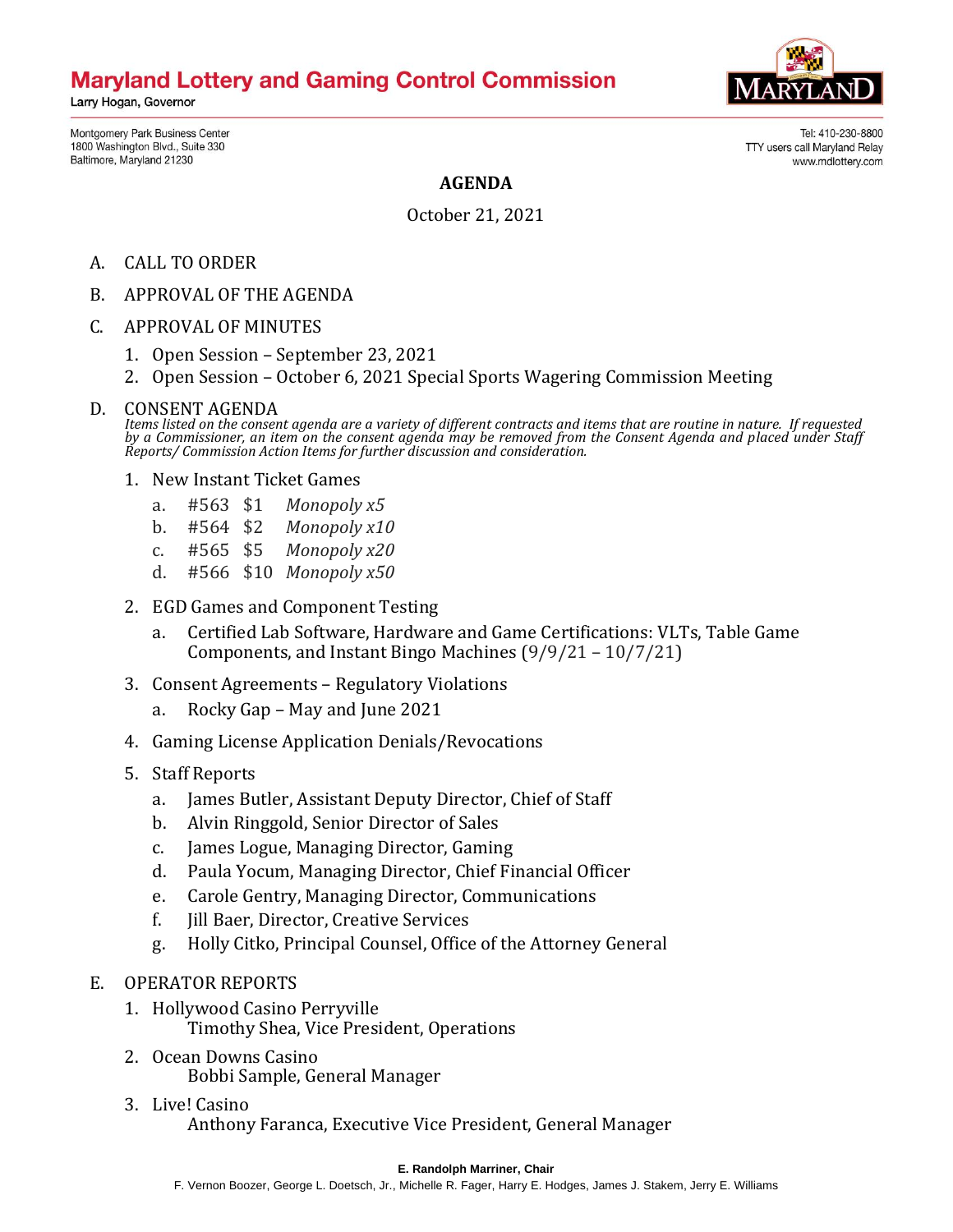# Maryland Lottery and Gaming Control Commission

Larry Hogan, Governor

Montgomery Park Business Center
1800 Washington Blvd., Suite 330
Baltimore, Maryland 21230

Tel: 410-230-8800
TTY users call Maryland Relay
www.mdlottery.com

## AGENDA

October 21, 2021

A. CALL TO ORDER

B. APPROVAL OF THE AGENDA

C. APPROVAL OF MINUTES

1. Open Session – September 23, 2021
2. Open Session – October 6, 2021 Special Sports Wagering Commission Meeting

D. CONSENT AGENDA

*Items listed on the consent agenda are a variety of different contracts and items that are routine in nature. If requested by a Commissioner, an item on the consent agenda may be removed from the Consent Agenda and placed under Staff Reports/ Commission Action Items for further discussion and consideration.*

1. New Instant Ticket Games
   a. #563 $1 *Monopoly x5*
   b. #564 $2 *Monopoly x10*
   c. #565 $5 *Monopoly x20*
   d. #566 $10 *Monopoly x50*
2. EGD Games and Component Testing
   a. Certified Lab Software, Hardware and Game Certifications: VLTs, Table Game Components, and Instant Bingo Machines (9/9/21 – 10/7/21)
3. Consent Agreements – Regulatory Violations
   a. Rocky Gap – May and June 2021
4. Gaming License Application Denials/Revocations
5. Staff Reports
   a. James Butler, Assistant Deputy Director, Chief of Staff
   b. Alvin Ringgold, Senior Director of Sales
   c. James Logue, Managing Director, Gaming
   d. Paula Yocum, Managing Director, Chief Financial Officer
   e. Carole Gentry, Managing Director, Communications
   f. Jill Baer, Director, Creative Services
   g. Holly Citko, Principal Counsel, Office of the Attorney General

E. OPERATOR REPORTS

1. Hollywood Casino Perryville
   Timothy Shea, Vice President, Operations
2. Ocean Downs Casino
   Bobbi Sample, General Manager
3. Live! Casino
   Anthony Faranca, Executive Vice President, General Manager

**E. Randolph Marriner, Chair**

F. Vernon Boozer, George L. Doetsch, Jr., Michelle R. Fager, Harry E. Hodges, James J. Stakem, Jerry E. Williams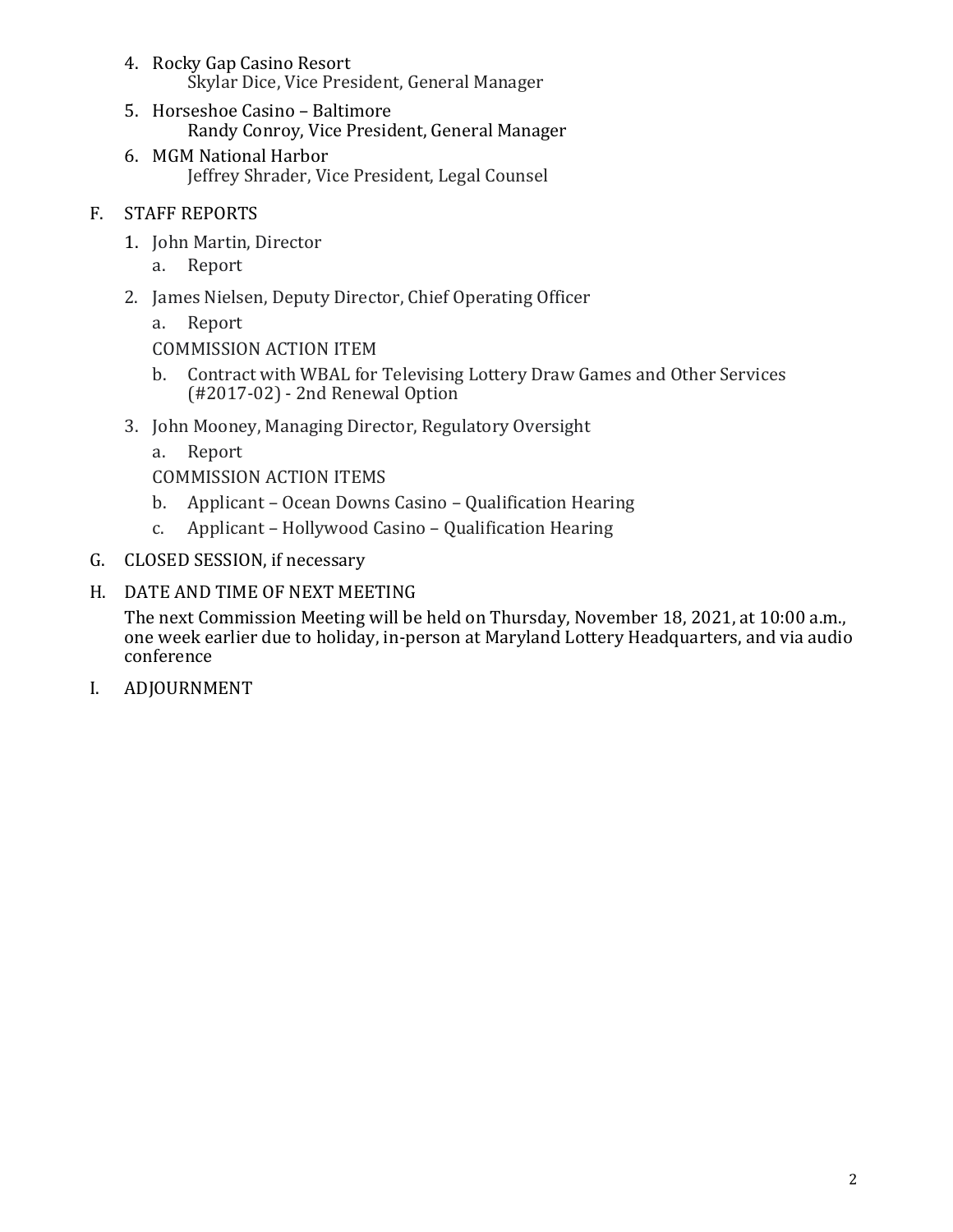4. Rocky Gap Casino Resort
   Skylar Dice, Vice President, General Manager
5. Horseshoe Casino – Baltimore
   Randy Conroy, Vice President, General Manager
6. MGM National Harbor
   Jeffrey Shrader, Vice President, Legal Counsel

F. STAFF REPORTS

1. John Martin, Director
   a. Report
2. James Nielsen, Deputy Director, Chief Operating Officer
   a. Report

   COMMISSION ACTION ITEM

   b. Contract with WBAL for Televising Lottery Draw Games and Other Services (#2017-02) - 2nd Renewal Option
3. John Mooney, Managing Director, Regulatory Oversight
   a. Report

   COMMISSION ACTION ITEMS

   b. Applicant – Ocean Downs Casino – Qualification Hearing
   c. Applicant – Hollywood Casino – Qualification Hearing

G. CLOSED SESSION, if necessary

H. DATE AND TIME OF NEXT MEETING

The next Commission Meeting will be held on Thursday, November 18, 2021, at 10:00 a.m., one week earlier due to holiday, in-person at Maryland Lottery Headquarters, and via audio conference

I. ADJOURNMENT